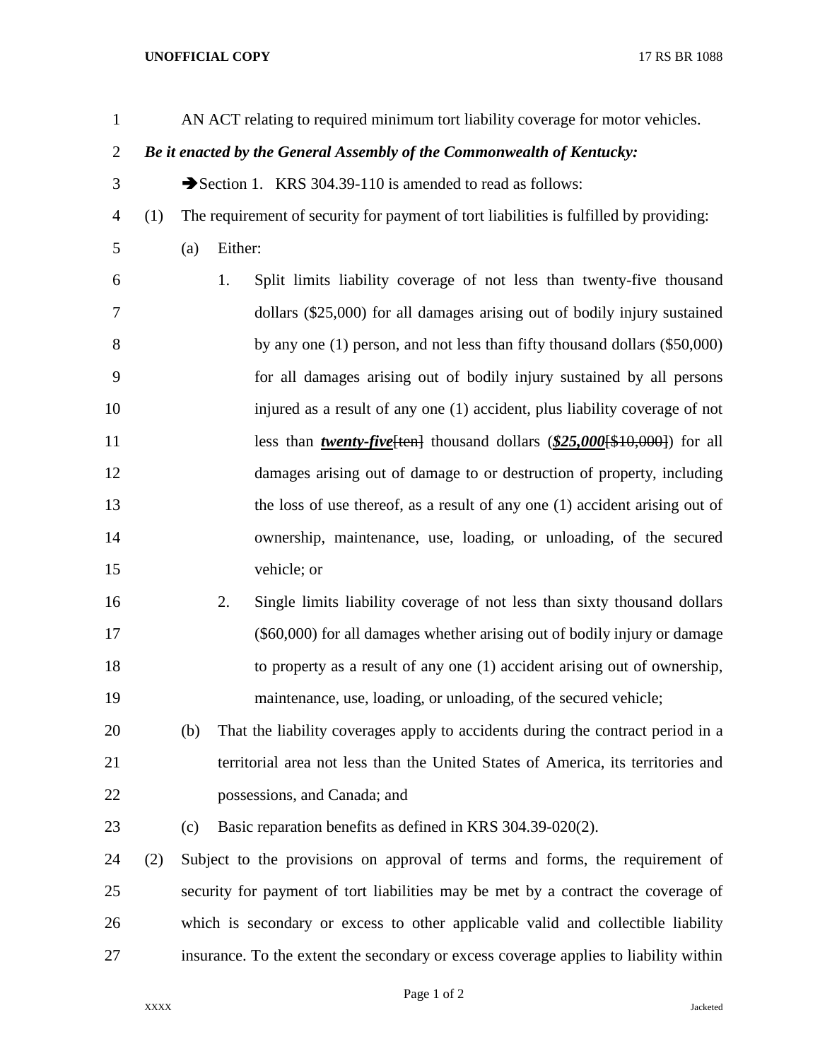AN ACT relating to required minimum tort liability coverage for motor vehicles.

***Be it enacted by the General Assembly of the Commonwealth of Kentucky:***

➔Section 1. KRS 304.39-110 is amended to read as follows:

(1) The requirement of security for payment of tort liabilities is fulfilled by providing:

(a) Either:

1. Split limits liability coverage of not less than twenty-five thousand dollars ($25,000) for all damages arising out of bodily injury sustained by any one (1) person, and not less than fifty thousand dollars ($50,000) for all damages arising out of bodily injury sustained by all persons injured as a result of any one (1) accident, plus liability coverage of not less than ***twenty-five***[~~ten~~] thousand dollars (***$25,000***[~~$10,000~~]) for all damages arising out of damage to or destruction of property, including the loss of use thereof, as a result of any one (1) accident arising out of ownership, maintenance, use, loading, or unloading, of the secured vehicle; or

2. Single limits liability coverage of not less than sixty thousand dollars ($60,000) for all damages whether arising out of bodily injury or damage to property as a result of any one (1) accident arising out of ownership, maintenance, use, loading, or unloading, of the secured vehicle;

(b) That the liability coverages apply to accidents during the contract period in a territorial area not less than the United States of America, its territories and possessions, and Canada; and

(c) Basic reparation benefits as defined in KRS 304.39-020(2).

(2) Subject to the provisions on approval of terms and forms, the requirement of security for payment of tort liabilities may be met by a contract the coverage of which is secondary or excess to other applicable valid and collectible liability insurance. To the extent the secondary or excess coverage applies to liability within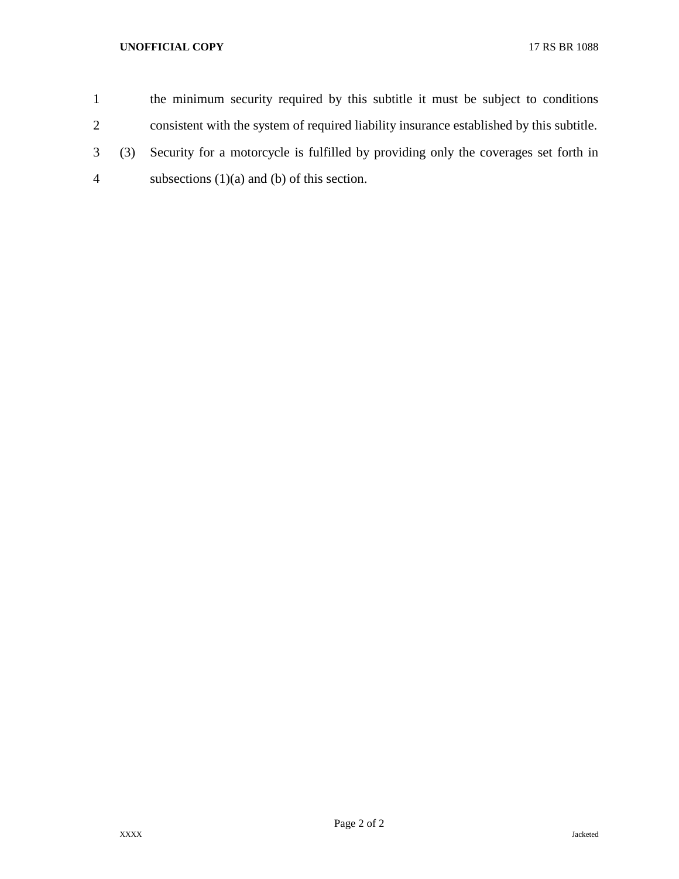the minimum security required by this subtitle it must be subject to conditions consistent with the system of required liability insurance established by this subtitle.

(3) Security for a motorcycle is fulfilled by providing only the coverages set forth in subsections (1)(a) and (b) of this section.